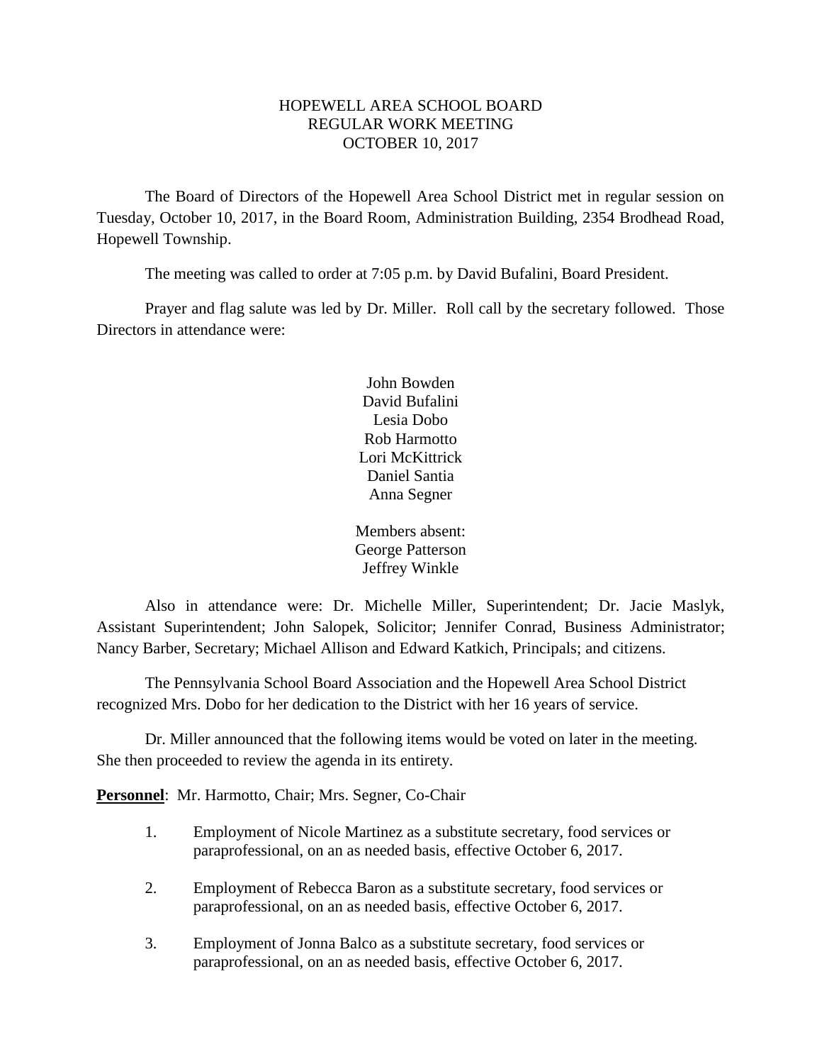# HOPEWELL AREA SCHOOL BOARD
## REGULAR WORK MEETING
## OCTOBER 10, 2017

The Board of Directors of the Hopewell Area School District met in regular session on Tuesday, October 10, 2017, in the Board Room, Administration Building, 2354 Brodhead Road, Hopewell Township.

The meeting was called to order at 7:05 p.m. by David Bufalini, Board President.

Prayer and flag salute was led by Dr. Miller. Roll call by the secretary followed. Those Directors in attendance were:

John Bowden
David Bufalini
Lesia Dobo
Rob Harmotto
Lori McKittrick
Daniel Santia
Anna Segner

Members absent:
George Patterson
Jeffrey Winkle

Also in attendance were: Dr. Michelle Miller, Superintendent; Dr. Jacie Maslyk, Assistant Superintendent; John Salopek, Solicitor; Jennifer Conrad, Business Administrator; Nancy Barber, Secretary; Michael Allison and Edward Katkich, Principals; and citizens.

The Pennsylvania School Board Association and the Hopewell Area School District recognized Mrs. Dobo for her dedication to the District with her 16 years of service.

Dr. Miller announced that the following items would be voted on later in the meeting. She then proceeded to review the agenda in its entirety.

**Personnel**: Mr. Harmotto, Chair; Mrs. Segner, Co-Chair

1. Employment of Nicole Martinez as a substitute secretary, food services or paraprofessional, on an as needed basis, effective October 6, 2017.

2. Employment of Rebecca Baron as a substitute secretary, food services or paraprofessional, on an as needed basis, effective October 6, 2017.

3. Employment of Jonna Balco as a substitute secretary, food services or paraprofessional, on an as needed basis, effective October 6, 2017.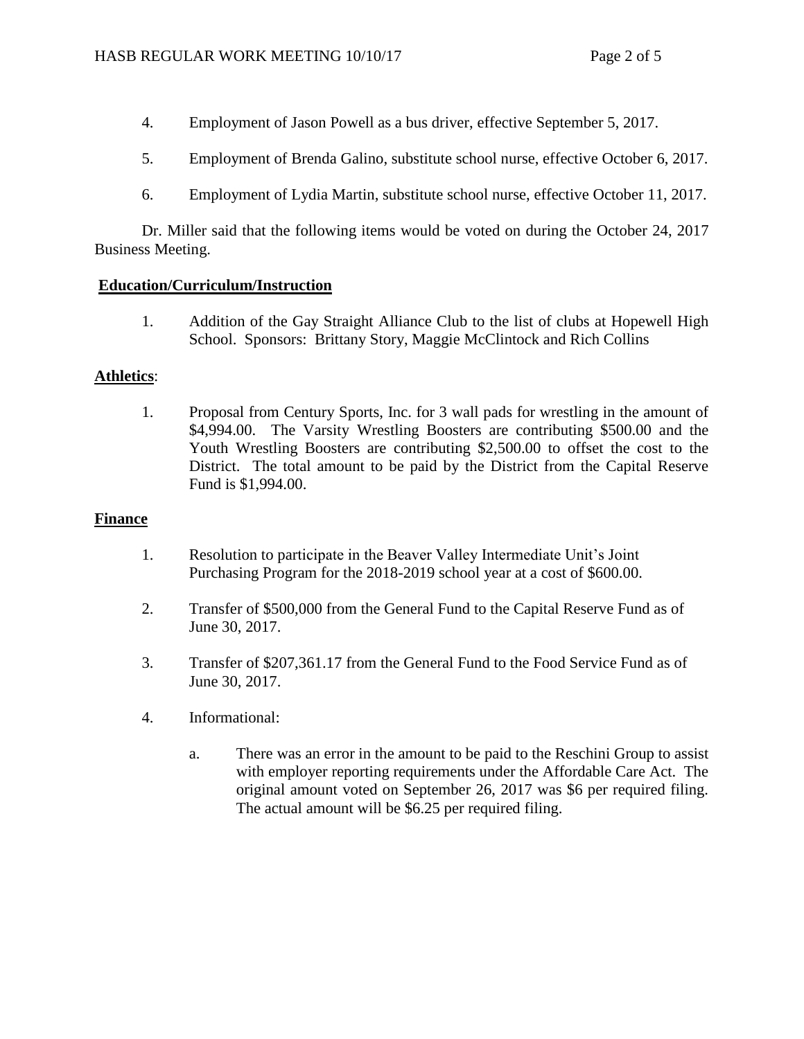4. Employment of Jason Powell as a bus driver, effective September 5, 2017.

5. Employment of Brenda Galino, substitute school nurse, effective October 6, 2017.

6. Employment of Lydia Martin, substitute school nurse, effective October 11, 2017.

Dr. Miller said that the following items would be voted on during the October 24, 2017 Business Meeting.

**Education/Curriculum/Instruction**

1. Addition of the Gay Straight Alliance Club to the list of clubs at Hopewell High School. Sponsors: Brittany Story, Maggie McClintock and Rich Collins

**Athletics**:

1. Proposal from Century Sports, Inc. for 3 wall pads for wrestling in the amount of $4,994.00. The Varsity Wrestling Boosters are contributing $500.00 and the Youth Wrestling Boosters are contributing $2,500.00 to offset the cost to the District. The total amount to be paid by the District from the Capital Reserve Fund is $1,994.00.

**Finance**

1. Resolution to participate in the Beaver Valley Intermediate Unit's Joint Purchasing Program for the 2018-2019 school year at a cost of $600.00.

2. Transfer of $500,000 from the General Fund to the Capital Reserve Fund as of June 30, 2017.

3. Transfer of $207,361.17 from the General Fund to the Food Service Fund as of June 30, 2017.

4. Informational:

   a. There was an error in the amount to be paid to the Reschini Group to assist with employer reporting requirements under the Affordable Care Act. The original amount voted on September 26, 2017 was $6 per required filing. The actual amount will be $6.25 per required filing.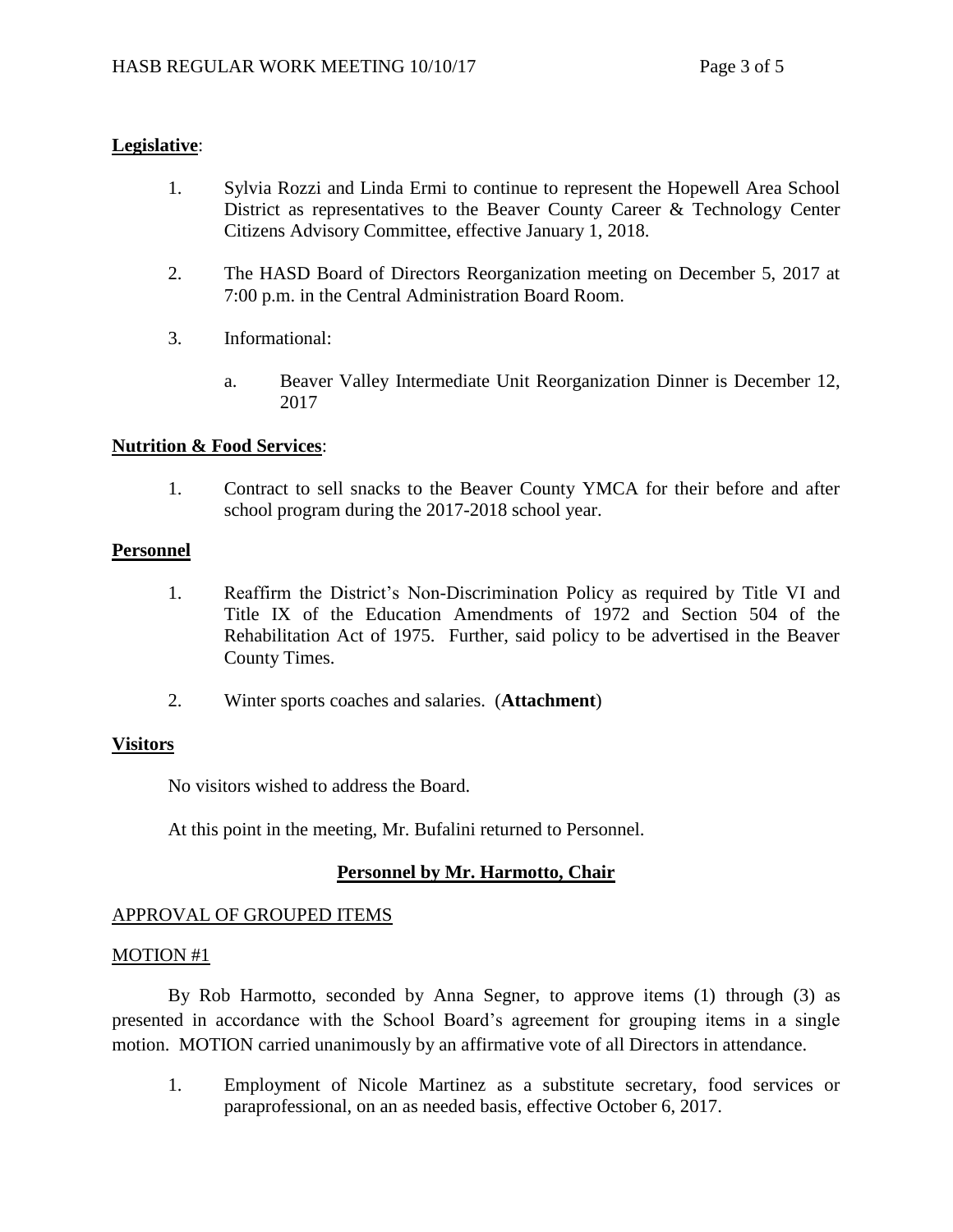**Legislative**:

1. Sylvia Rozzi and Linda Ermi to continue to represent the Hopewell Area School District as representatives to the Beaver County Career & Technology Center Citizens Advisory Committee, effective January 1, 2018.

2. The HASD Board of Directors Reorganization meeting on December 5, 2017 at 7:00 p.m. in the Central Administration Board Room.

3. Informational:

   a. Beaver Valley Intermediate Unit Reorganization Dinner is December 12, 2017

**Nutrition & Food Services**:

1. Contract to sell snacks to the Beaver County YMCA for their before and after school program during the 2017-2018 school year.

**Personnel**

1. Reaffirm the District's Non-Discrimination Policy as required by Title VI and Title IX of the Education Amendments of 1972 and Section 504 of the Rehabilitation Act of 1975. Further, said policy to be advertised in the Beaver County Times.

2. Winter sports coaches and salaries. (**Attachment**)

**Visitors**

No visitors wished to address the Board.

At this point in the meeting, Mr. Bufalini returned to Personnel.

## Personnel by Mr. Harmotto, Chair

APPROVAL OF GROUPED ITEMS

MOTION #1

By Rob Harmotto, seconded by Anna Segner, to approve items (1) through (3) as presented in accordance with the School Board's agreement for grouping items in a single motion. MOTION carried unanimously by an affirmative vote of all Directors in attendance.

1. Employment of Nicole Martinez as a substitute secretary, food services or paraprofessional, on an as needed basis, effective October 6, 2017.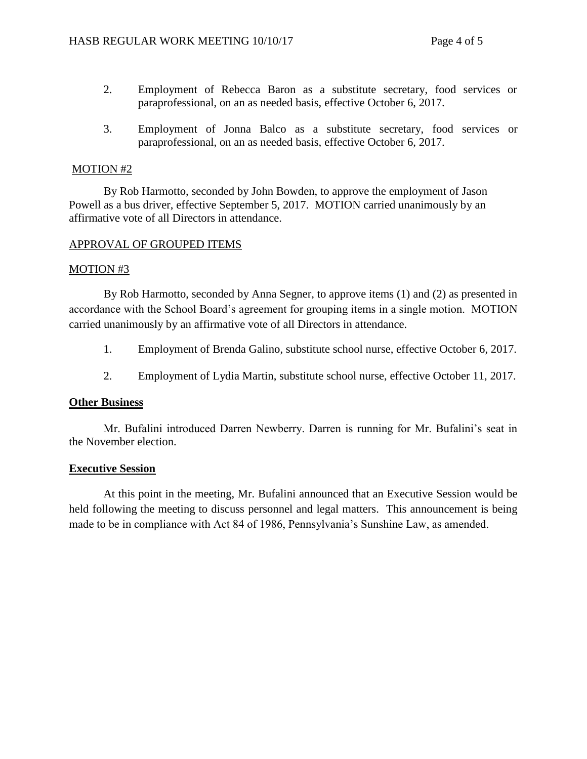2. Employment of Rebecca Baron as a substitute secretary, food services or paraprofessional, on an as needed basis, effective October 6, 2017.

3. Employment of Jonna Balco as a substitute secretary, food services or paraprofessional, on an as needed basis, effective October 6, 2017.

MOTION #2

By Rob Harmotto, seconded by John Bowden, to approve the employment of Jason Powell as a bus driver, effective September 5, 2017. MOTION carried unanimously by an affirmative vote of all Directors in attendance.

APPROVAL OF GROUPED ITEMS

MOTION #3

By Rob Harmotto, seconded by Anna Segner, to approve items (1) and (2) as presented in accordance with the School Board's agreement for grouping items in a single motion. MOTION carried unanimously by an affirmative vote of all Directors in attendance.

1. Employment of Brenda Galino, substitute school nurse, effective October 6, 2017.

2. Employment of Lydia Martin, substitute school nurse, effective October 11, 2017.

**Other Business**

Mr. Bufalini introduced Darren Newberry. Darren is running for Mr. Bufalini's seat in the November election.

**Executive Session**

At this point in the meeting, Mr. Bufalini announced that an Executive Session would be held following the meeting to discuss personnel and legal matters. This announcement is being made to be in compliance with Act 84 of 1986, Pennsylvania's Sunshine Law, as amended.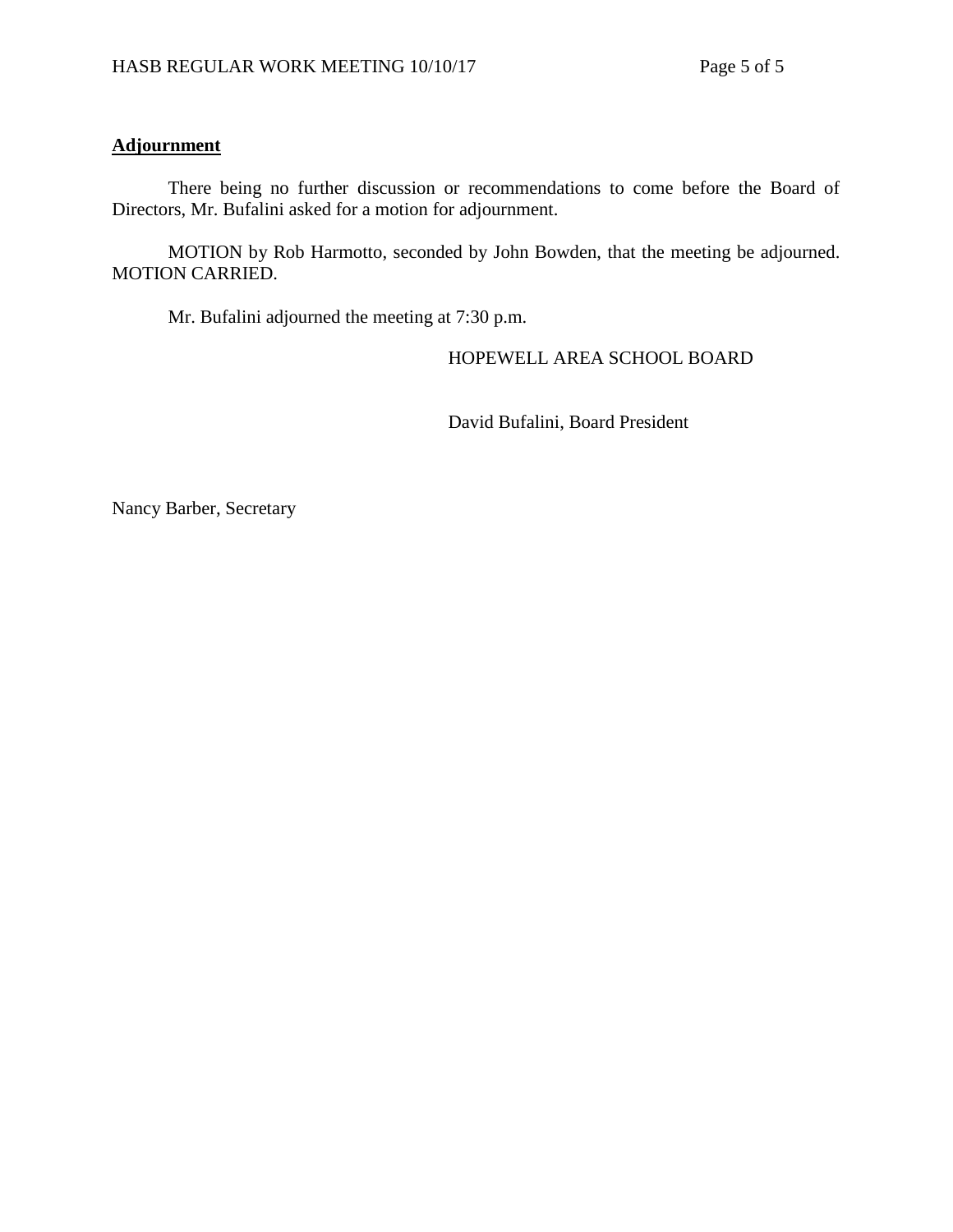**Adjournment**

There being no further discussion or recommendations to come before the Board of Directors, Mr. Bufalini asked for a motion for adjournment.

MOTION by Rob Harmotto, seconded by John Bowden, that the meeting be adjourned. MOTION CARRIED.

Mr. Bufalini adjourned the meeting at 7:30 p.m.

HOPEWELL AREA SCHOOL BOARD

David Bufalini, Board President

Nancy Barber, Secretary